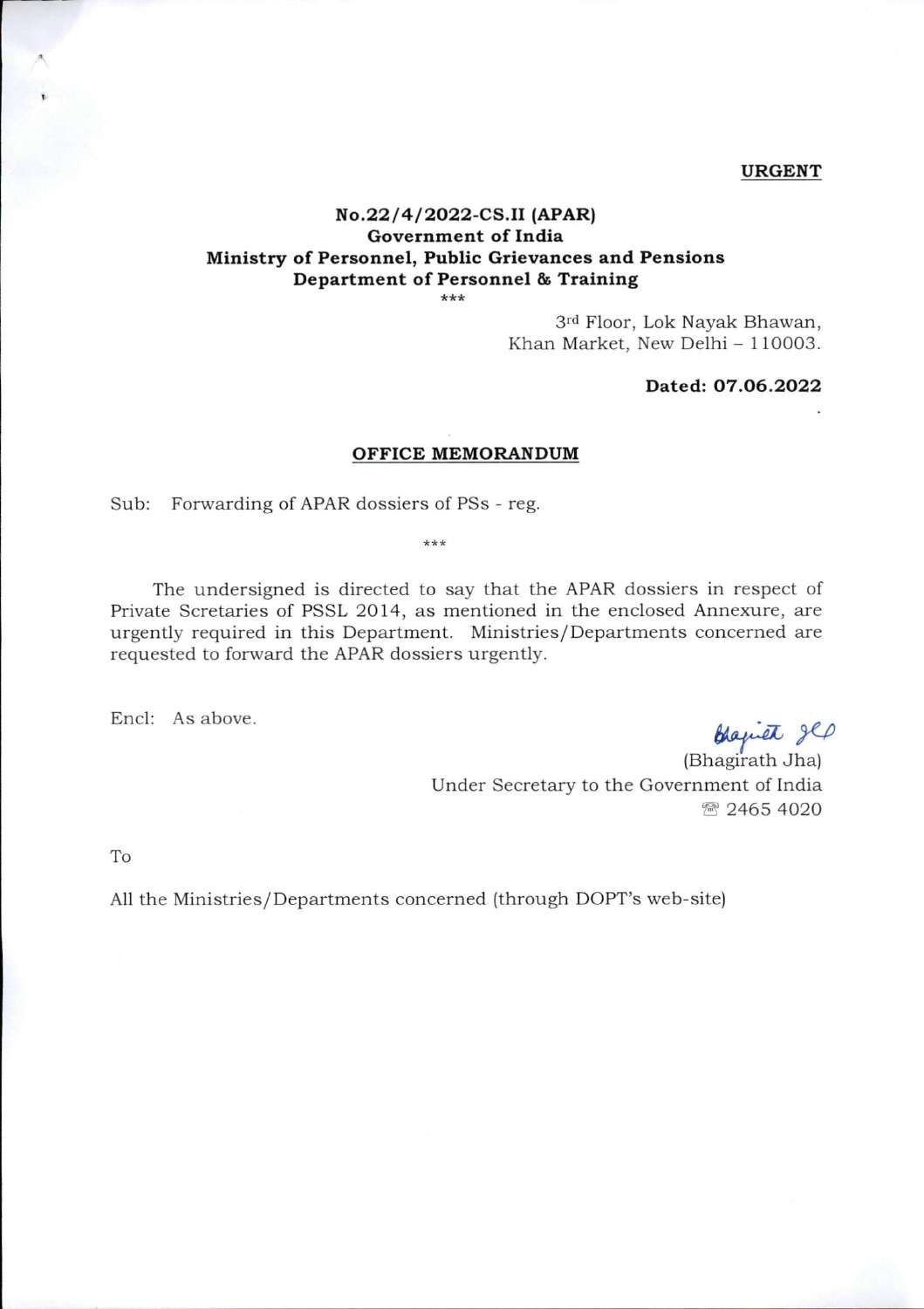**URGENT**

**No.22/4/2022-CS.II (APAR)**
**Government of India**
**Ministry of Personnel, Public Grievances and Pensions**
**Department of Personnel & Training**

\*\*\*

3rd Floor, Lok Nayak Bhawan,
Khan Market, New Delhi – 110003.

**Dated: 07.06.2022**

## OFFICE MEMORANDUM

Sub: Forwarding of APAR dossiers of PSs - reg.

\*\*\*

The undersigned is directed to say that the APAR dossiers in respect of Private Scretaries of PSSL 2014, as mentioned in the enclosed Annexure, are urgently required in this Department. Ministries/Departments concerned are requested to forward the APAR dossiers urgently.

Encl: As above.

(Bhagirath Jha)
Under Secretary to the Government of India
☏ 2465 4020

To

All the Ministries/Departments concerned (through DOPT's web-site)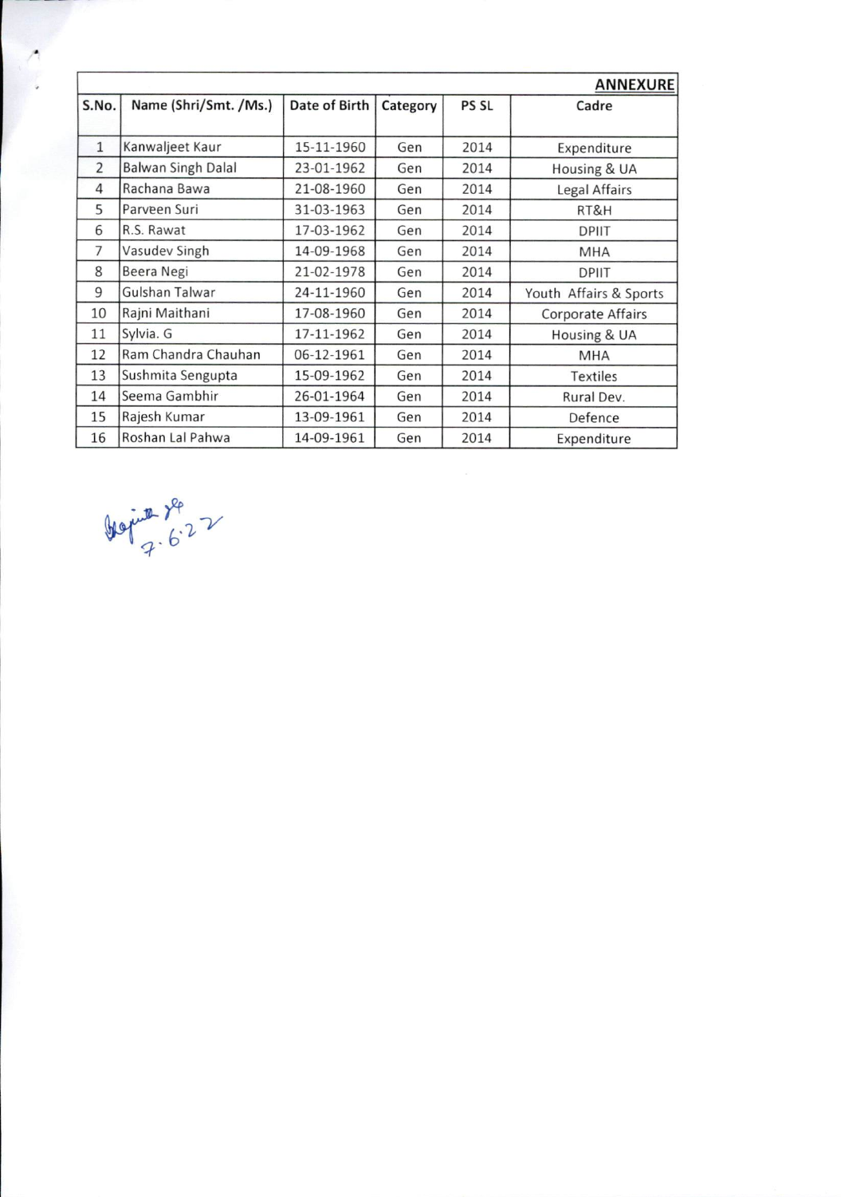**ANNEXURE**

| S.No. | Name (Shri/Smt. /Ms.) | Date of Birth | Category | PS SL | Cadre |
|---|---|---|---|---|---|
| 1 | Kanwaljeet Kaur | 15-11-1960 | Gen | 2014 | Expenditure |
| 2 | Balwan Singh Dalal | 23-01-1962 | Gen | 2014 | Housing & UA |
| 4 | Rachana Bawa | 21-08-1960 | Gen | 2014 | Legal Affairs |
| 5 | Parveen Suri | 31-03-1963 | Gen | 2014 | RT&H |
| 6 | R.S. Rawat | 17-03-1962 | Gen | 2014 | DPIIT |
| 7 | Vasudev Singh | 14-09-1968 | Gen | 2014 | MHA |
| 8 | Beera Negi | 21-02-1978 | Gen | 2014 | DPIIT |
| 9 | Gulshan Talwar | 24-11-1960 | Gen | 2014 | Youth Affairs & Sports |
| 10 | Rajni Maithani | 17-08-1960 | Gen | 2014 | Corporate Affairs |
| 11 | Sylvia. G | 17-11-1962 | Gen | 2014 | Housing & UA |
| 12 | Ram Chandra Chauhan | 06-12-1961 | Gen | 2014 | MHA |
| 13 | Sushmita Sengupta | 15-09-1962 | Gen | 2014 | Textiles |
| 14 | Seema Gambhir | 26-01-1964 | Gen | 2014 | Rural Dev. |
| 15 | Rajesh Kumar | 13-09-1961 | Gen | 2014 | Defence |
| 16 | Roshan Lal Pahwa | 14-09-1961 | Gen | 2014 | Expenditure |

7.6.22